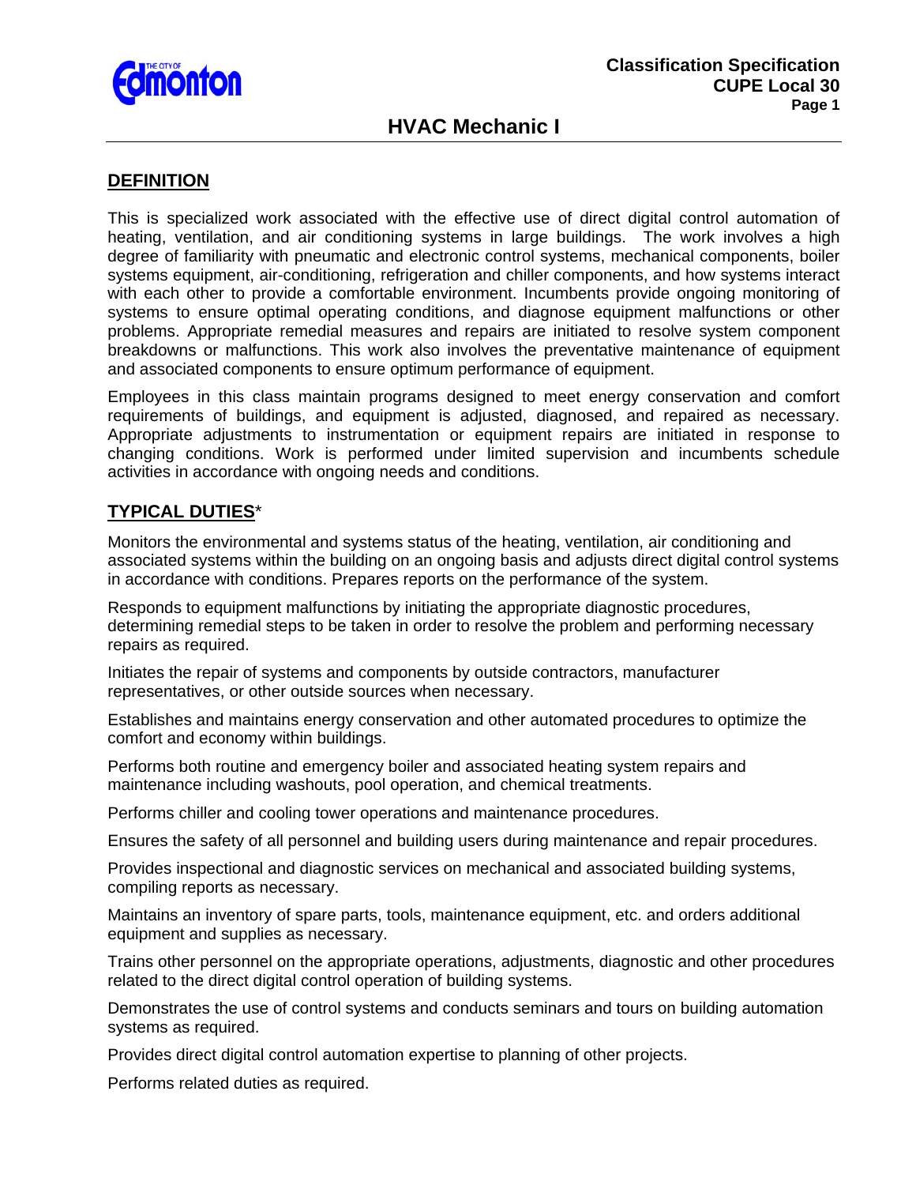# HVAC Mechanic I

## DEFINITION

This is specialized work associated with the effective use of direct digital control automation of heating, ventilation, and air conditioning systems in large buildings. The work involves a high degree of familiarity with pneumatic and electronic control systems, mechanical components, boiler systems equipment, air-conditioning, refrigeration and chiller components, and how systems interact with each other to provide a comfortable environment. Incumbents provide ongoing monitoring of systems to ensure optimal operating conditions, and diagnose equipment malfunctions or other problems. Appropriate remedial measures and repairs are initiated to resolve system component breakdowns or malfunctions. This work also involves the preventative maintenance of equipment and associated components to ensure optimum performance of equipment.

Employees in this class maintain programs designed to meet energy conservation and comfort requirements of buildings, and equipment is adjusted, diagnosed, and repaired as necessary. Appropriate adjustments to instrumentation or equipment repairs are initiated in response to changing conditions. Work is performed under limited supervision and incumbents schedule activities in accordance with ongoing needs and conditions.

## TYPICAL DUTIES*

Monitors the environmental and systems status of the heating, ventilation, air conditioning and associated systems within the building on an ongoing basis and adjusts direct digital control systems in accordance with conditions. Prepares reports on the performance of the system.

Responds to equipment malfunctions by initiating the appropriate diagnostic procedures, determining remedial steps to be taken in order to resolve the problem and performing necessary repairs as required.

Initiates the repair of systems and components by outside contractors, manufacturer representatives, or other outside sources when necessary.

Establishes and maintains energy conservation and other automated procedures to optimize the comfort and economy within buildings.

Performs both routine and emergency boiler and associated heating system repairs and maintenance including washouts, pool operation, and chemical treatments.

Performs chiller and cooling tower operations and maintenance procedures.

Ensures the safety of all personnel and building users during maintenance and repair procedures.

Provides inspectional and diagnostic services on mechanical and associated building systems, compiling reports as necessary.

Maintains an inventory of spare parts, tools, maintenance equipment, etc. and orders additional equipment and supplies as necessary.

Trains other personnel on the appropriate operations, adjustments, diagnostic and other procedures related to the direct digital control operation of building systems.

Demonstrates the use of control systems and conducts seminars and tours on building automation systems as required.

Provides direct digital control automation expertise to planning of other projects.

Performs related duties as required.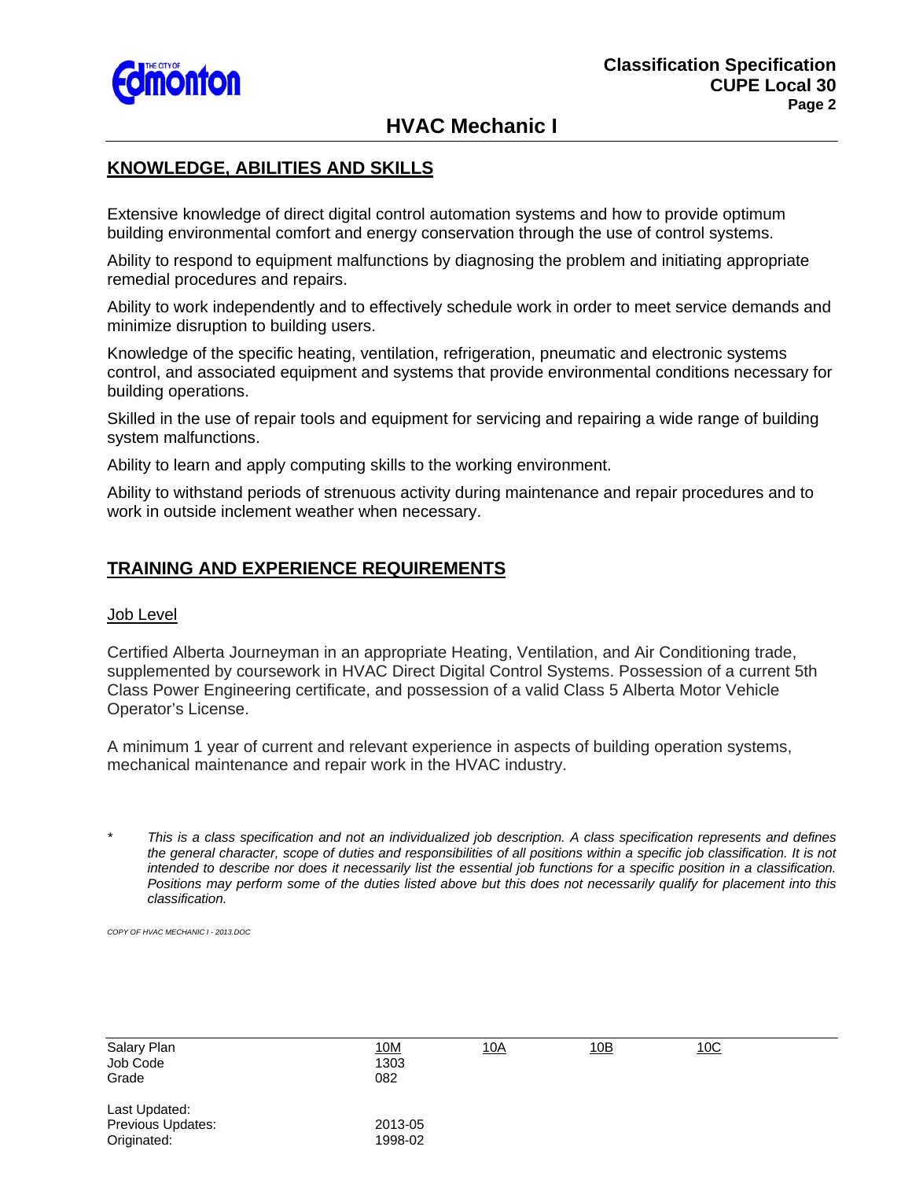## KNOWLEDGE, ABILITIES AND SKILLS

Extensive knowledge of direct digital control automation systems and how to provide optimum building environmental comfort and energy conservation through the use of control systems.

Ability to respond to equipment malfunctions by diagnosing the problem and initiating appropriate remedial procedures and repairs.

Ability to work independently and to effectively schedule work in order to meet service demands and minimize disruption to building users.

Knowledge of the specific heating, ventilation, refrigeration, pneumatic and electronic systems control, and associated equipment and systems that provide environmental conditions necessary for building operations.

Skilled in the use of repair tools and equipment for servicing and repairing a wide range of building system malfunctions.

Ability to learn and apply computing skills to the working environment.

Ability to withstand periods of strenuous activity during maintenance and repair procedures and to work in outside inclement weather when necessary.

## TRAINING AND EXPERIENCE REQUIREMENTS

### Job Level

Certified Alberta Journeyman in an appropriate Heating, Ventilation, and Air Conditioning trade, supplemented by coursework in HVAC Direct Digital Control Systems. Possession of a current 5th Class Power Engineering certificate, and possession of a valid Class 5 Alberta Motor Vehicle Operator's License.

A minimum 1 year of current and relevant experience in aspects of building operation systems, mechanical maintenance and repair work in the HVAC industry.

\* *This is a class specification and not an individualized job description. A class specification represents and defines the general character, scope of duties and responsibilities of all positions within a specific job classification. It is not intended to describe nor does it necessarily list the essential job functions for a specific position in a classification. Positions may perform some of the duties listed above but this does not necessarily qualify for placement into this classification.*

*COPY OF HVAC MECHANIC I - 2013.DOC*

| | | | | |
|---|---|---|---|---|
| Salary Plan | 10M | 10A | 10B | 10C |
| Job Code | 1303 | | | |
| Grade | 082 | | | |
| Last Updated: | | | | |
| Previous Updates: | 2013-05 | | | |
| Originated: | 1998-02 | | | |